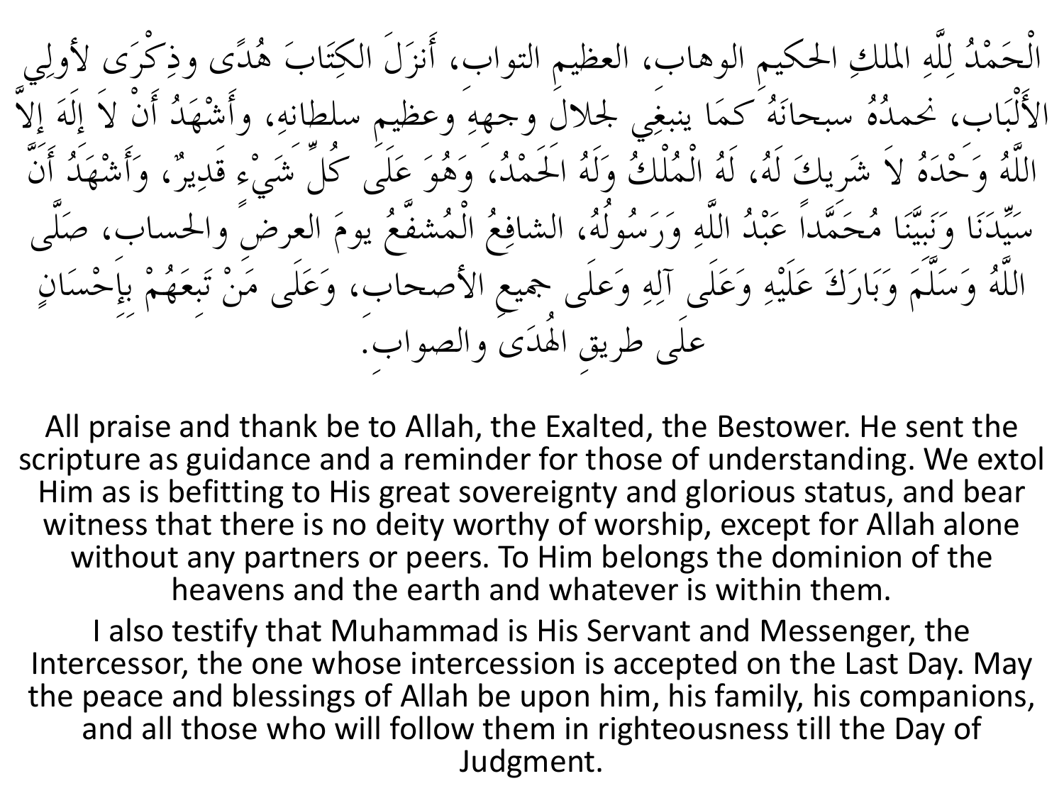الْحَمْدُ لِلَّهِ الملكِ الحكيمِ الوهاب، العظيمِ التواب، أَنزَلَ الكِتَابَ هُدًى وذِكْرَى لأولِي الأَلْبَاب، نحمدُهُ سبحانَهُ كمَا ينبغِي لجلالِ وجهِهِ وعظيمِ سلطانِهِ، وأَشْهَدُ أَنْ لاَ إِلَهَ إِلاَّ اللَّهُ وَحْدَهُ لاَ شَرِيكَ لَهُ، لَهُ الْمُلْكُ وَلَهُ الحَمْدُ، وَهُوَ عَلَى كُلِّ شَيْءٍ قَدِيرٌ، وَأَشْهَدُ أَنَّ سَيِّدَنَا وَنَبِيَّنَا مُحَمَّداً عَبْدُ اللَّهِ وَرَسُولُهُ، الشافِعُ الْمُشفَّعُ يومَ العرضِ والحساب، صَلَّى اللَّهُ وَسَلَّمَ وَبَارَكَ عَلَيْهِ وَعَلَى آلِهِ وَعلَى جميعِ الأصحابِ، وَعَلَى مَنْ تَبِعَهُمْ بِإِحْسَانٍ علَى طريقِ الهُدَى والصوابِ.

All praise and thank be to Allah, the Exalted, the Bestower. He sent the scripture as guidance and a reminder for those of understanding. We extol Him as is befitting to His great sovereignty and glorious status, and bear witness that there is no deity worthy of worship, except for Allah alone without any partners or peers. To Him belongs the dominion of the heavens and the earth and whatever is within them.

I also testify that Muhammad is His Servant and Messenger, the Intercessor, the one whose intercession is accepted on the Last Day. May the peace and blessings of Allah be upon him, his family, his companions, and all those who will follow them in righteousness till the Day of Judgment.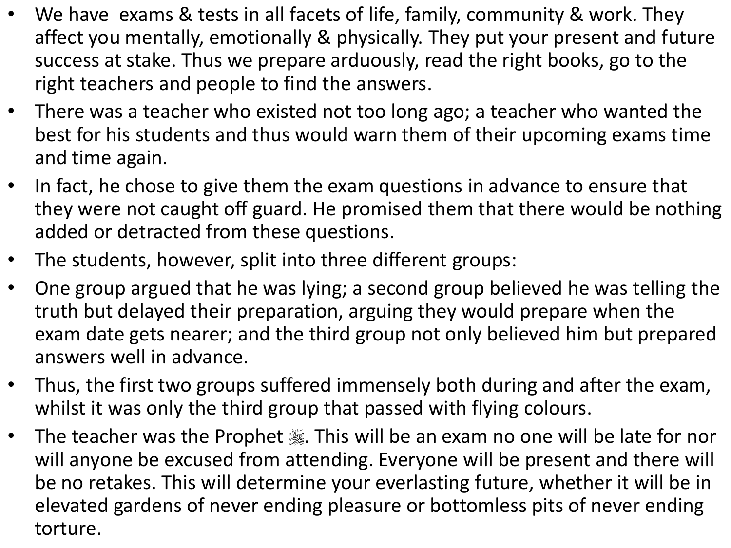- We have  exams & tests in all facets of life, family, community & work. They affect you mentally, emotionally & physically. They put your present and future success at stake. Thus we prepare arduously, read the right books, go to the right teachers and people to find the answers.
- There was a teacher who existed not too long ago; a teacher who wanted the best for his students and thus would warn them of their upcoming exams time and time again.
- In fact, he chose to give them the exam questions in advance to ensure that they were not caught off guard. He promised them that there would be nothing added or detracted from these questions.
- The students, however, split into three different groups:
- One group argued that he was lying; a second group believed he was telling the truth but delayed their preparation, arguing they would prepare when the exam date gets nearer; and the third group not only believed him but prepared answers well in advance.
- Thus, the first two groups suffered immensely both during and after the exam, whilst it was only the third group that passed with flying colours.
- The teacher was the Prophet ﷺ. This will be an exam no one will be late for nor will anyone be excused from attending. Everyone will be present and there will be no retakes. This will determine your everlasting future, whether it will be in elevated gardens of never ending pleasure or bottomless pits of never ending torture.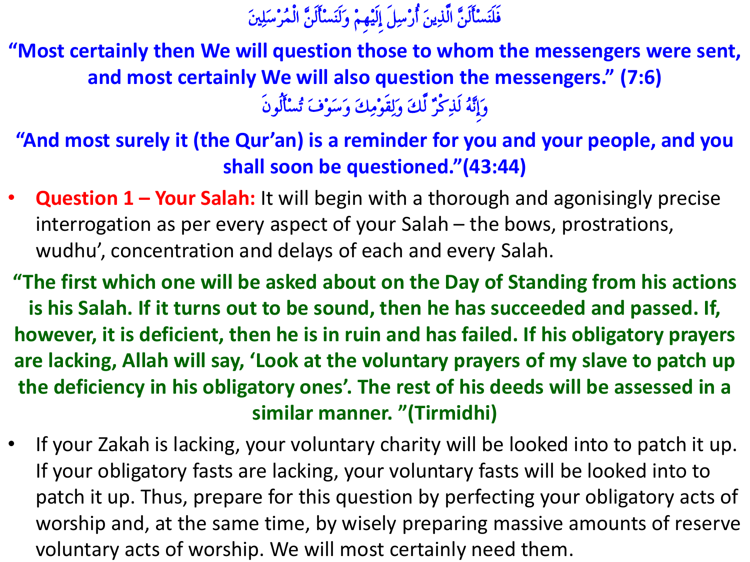فَلَنَسْأَلَنَّ الَّذِينَ أُرْسِلَ إِلَيْهِمْ وَلَنَسْأَلَنَّ الْمُرْسَلِينَ

**"Most certainly then We will question those to whom the messengers were sent, and most certainly We will also question the messengers." (7:6)**

وَإِنَّهُ لَذِكْرٌ لَّكَ وَلِقَوْمِكَ وَسَوْفَ تُسْأَلُونَ

**"And most surely it (the Qur'an) is a reminder for you and your people, and you shall soon be questioned."(43:44)**

- **Question 1 – Your Salah:** It will begin with a thorough and agonisingly precise interrogation as per every aspect of your Salah – the bows, prostrations, wudhu', concentration and delays of each and every Salah.

**"The first which one will be asked about on the Day of Standing from his actions is his Salah. If it turns out to be sound, then he has succeeded and passed. If, however, it is deficient, then he is in ruin and has failed. If his obligatory prayers are lacking, Allah will say, 'Look at the voluntary prayers of my slave to patch up the deficiency in his obligatory ones'. The rest of his deeds will be assessed in a similar manner. "(Tirmidhi)**

- If your Zakah is lacking, your voluntary charity will be looked into to patch it up. If your obligatory fasts are lacking, your voluntary fasts will be looked into to patch it up. Thus, prepare for this question by perfecting your obligatory acts of worship and, at the same time, by wisely preparing massive amounts of reserve voluntary acts of worship. We will most certainly need them.